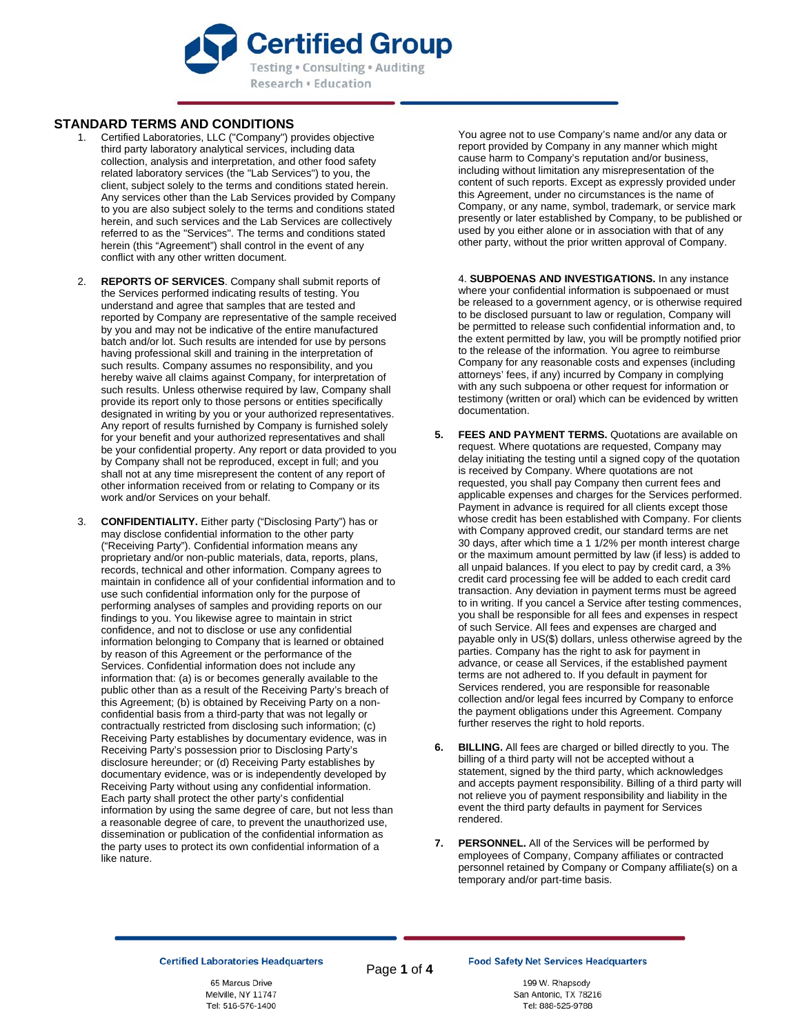# Certified Group

Testing • Consulting • Auditing
Research • Education

## STANDARD TERMS AND CONDITIONS

1. Certified Laboratories, LLC ("Company") provides objective third party laboratory analytical services, including data collection, analysis and interpretation, and other food safety related laboratory services (the "Lab Services") to you, the client, subject solely to the terms and conditions stated herein. Any services other than the Lab Services provided by Company to you are also subject solely to the terms and conditions stated herein, and such services and the Lab Services are collectively referred to as the "Services". The terms and conditions stated herein (this "Agreement") shall control in the event of any conflict with any other written document.

2. **REPORTS OF SERVICES**. Company shall submit reports of the Services performed indicating results of testing. You understand and agree that samples that are tested and reported by Company are representative of the sample received by you and may not be indicative of the entire manufactured batch and/or lot. Such results are intended for use by persons having professional skill and training in the interpretation of such results. Company assumes no responsibility, and you hereby waive all claims against Company, for interpretation of such results. Unless otherwise required by law, Company shall provide its report only to those persons or entities specifically designated in writing by you or your authorized representatives. Any report of results furnished by Company is furnished solely for your benefit and your authorized representatives and shall be your confidential property. Any report or data provided to you by Company shall not be reproduced, except in full; and you shall not at any time misrepresent the content of any report of other information received from or relating to Company or its work and/or Services on your behalf.

3. **CONFIDENTIALITY.** Either party ("Disclosing Party") has or may disclose confidential information to the other party ("Receiving Party"). Confidential information means any proprietary and/or non-public materials, data, reports, plans, records, technical and other information. Company agrees to maintain in confidence all of your confidential information and to use such confidential information only for the purpose of performing analyses of samples and providing reports on our findings to you. You likewise agree to maintain in strict confidence, and not to disclose or use any confidential information belonging to Company that is learned or obtained by reason of this Agreement or the performance of the Services. Confidential information does not include any information that: (a) is or becomes generally available to the public other than as a result of the Receiving Party's breach of this Agreement; (b) is obtained by Receiving Party on a non-confidential basis from a third-party that was not legally or contractually restricted from disclosing such information; (c) Receiving Party establishes by documentary evidence, was in Receiving Party's possession prior to Disclosing Party's disclosure hereunder; or (d) Receiving Party establishes by documentary evidence, was or is independently developed by Receiving Party without using any confidential information. Each party shall protect the other party's confidential information by using the same degree of care, but not less than a reasonable degree of care, to prevent the unauthorized use, dissemination or publication of the confidential information as the party uses to protect its own confidential information of a like nature.

   You agree not to use Company's name and/or any data or report provided by Company in any manner which might cause harm to Company's reputation and/or business, including without limitation any misrepresentation of the content of such reports. Except as expressly provided under this Agreement, under no circumstances is the name of Company, or any name, symbol, trademark, or service mark presently or later established by Company, to be published or used by you either alone or in association with that of any other party, without the prior written approval of Company.

4. **SUBPOENAS AND INVESTIGATIONS.** In any instance where your confidential information is subpoenaed or must be released to a government agency, or is otherwise required to be disclosed pursuant to law or regulation, Company will be permitted to release such confidential information and, to the extent permitted by law, you will be promptly notified prior to the release of the information. You agree to reimburse Company for any reasonable costs and expenses (including attorneys' fees, if any) incurred by Company in complying with any such subpoena or other request for information or testimony (written or oral) which can be evidenced by written documentation.

5. **FEES AND PAYMENT TERMS.** Quotations are available on request. Where quotations are requested, Company may delay initiating the testing until a signed copy of the quotation is received by Company. Where quotations are not requested, you shall pay Company then current fees and applicable expenses and charges for the Services performed. Payment in advance is required for all clients except those whose credit has been established with Company. For clients with Company approved credit, our standard terms are net 30 days, after which time a 1 1/2% per month interest charge or the maximum amount permitted by law (if less) is added to all unpaid balances. If you elect to pay by credit card, a 3% credit card processing fee will be added to each credit card transaction. Any deviation in payment terms must be agreed to in writing. If you cancel a Service after testing commences, you shall be responsible for all fees and expenses in respect of such Service. All fees and expenses are charged and payable only in US($) dollars, unless otherwise agreed by the parties. Company has the right to ask for payment in advance, or cease all Services, if the established payment terms are not adhered to. If you default in payment for Services rendered, you are responsible for reasonable collection and/or legal fees incurred by Company to enforce the payment obligations under this Agreement. Company further reserves the right to hold reports.

6. **BILLING.** All fees are charged or billed directly to you. The billing of a third party will not be accepted without a statement, signed by the third party, which acknowledges and accepts payment responsibility. Billing of a third party will not relieve you of payment responsibility and liability in the event the third party defaults in payment for Services rendered.

7. **PERSONNEL.** All of the Services will be performed by employees of Company, Company affiliates or contracted personnel retained by Company or Company affiliate(s) on a temporary and/or part-time basis.

**Certified Laboratories Headquarters**
65 Marcus Drive
Melville, NY 11747
Tel: 516-576-1400

**Food Safety Net Services Headquarters**
199 W. Rhapsody
San Antonio, TX 78216
Tel: 888-525-9788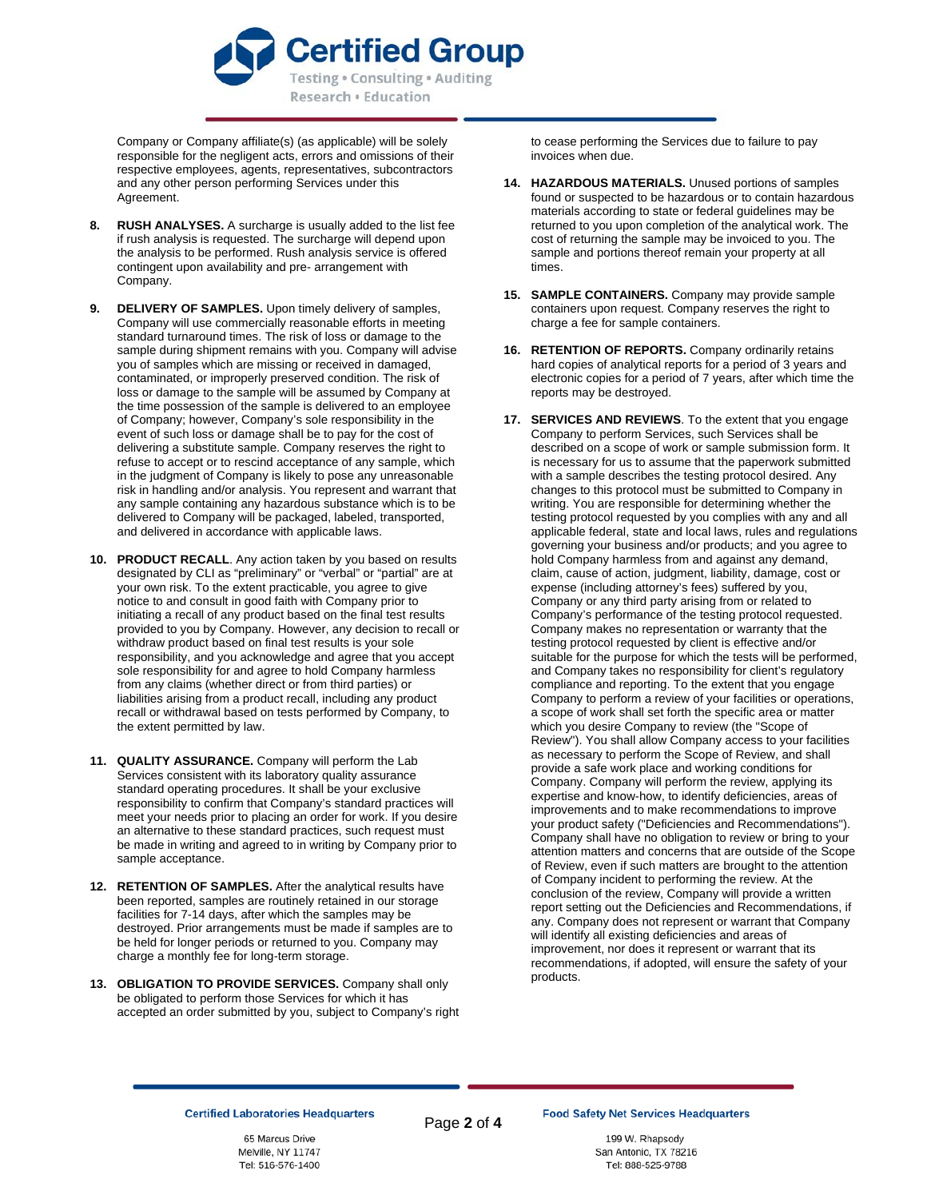Company or Company affiliate(s) (as applicable) will be solely responsible for the negligent acts, errors and omissions of their respective employees, agents, representatives, subcontractors and any other person performing Services under this Agreement.

8. **RUSH ANALYSES.** A surcharge is usually added to the list fee if rush analysis is requested. The surcharge will depend upon the analysis to be performed. Rush analysis service is offered contingent upon availability and pre- arrangement with Company.

9. **DELIVERY OF SAMPLES.** Upon timely delivery of samples, Company will use commercially reasonable efforts in meeting standard turnaround times. The risk of loss or damage to the sample during shipment remains with you. Company will advise you of samples which are missing or received in damaged, contaminated, or improperly preserved condition. The risk of loss or damage to the sample will be assumed by Company at the time possession of the sample is delivered to an employee of Company; however, Company's sole responsibility in the event of such loss or damage shall be to pay for the cost of delivering a substitute sample. Company reserves the right to refuse to accept or to rescind acceptance of any sample, which in the judgment of Company is likely to pose any unreasonable risk in handling and/or analysis. You represent and warrant that any sample containing any hazardous substance which is to be delivered to Company will be packaged, labeled, transported, and delivered in accordance with applicable laws.

10. **PRODUCT RECALL**. Any action taken by you based on results designated by CLI as "preliminary" or "verbal" or "partial" are at your own risk. To the extent practicable, you agree to give notice to and consult in good faith with Company prior to initiating a recall of any product based on the final test results provided to you by Company. However, any decision to recall or withdraw product based on final test results is your sole responsibility, and you acknowledge and agree that you accept sole responsibility for and agree to hold Company harmless from any claims (whether direct or from third parties) or liabilities arising from a product recall, including any product recall or withdrawal based on tests performed by Company, to the extent permitted by law.

11. **QUALITY ASSURANCE.** Company will perform the Lab Services consistent with its laboratory quality assurance standard operating procedures. It shall be your exclusive responsibility to confirm that Company's standard practices will meet your needs prior to placing an order for work. If you desire an alternative to these standard practices, such request must be made in writing and agreed to in writing by Company prior to sample acceptance.

12. **RETENTION OF SAMPLES.** After the analytical results have been reported, samples are routinely retained in our storage facilities for 7-14 days, after which the samples may be destroyed. Prior arrangements must be made if samples are to be held for longer periods or returned to you. Company may charge a monthly fee for long-term storage.

13. **OBLIGATION TO PROVIDE SERVICES.** Company shall only be obligated to perform those Services for which it has accepted an order submitted by you, subject to Company's right to cease performing the Services due to failure to pay invoices when due.

14. **HAZARDOUS MATERIALS.** Unused portions of samples found or suspected to be hazardous or to contain hazardous materials according to state or federal guidelines may be returned to you upon completion of the analytical work. The cost of returning the sample may be invoiced to you. The sample and portions thereof remain your property at all times.

15. **SAMPLE CONTAINERS.** Company may provide sample containers upon request. Company reserves the right to charge a fee for sample containers.

16. **RETENTION OF REPORTS.** Company ordinarily retains hard copies of analytical reports for a period of 3 years and electronic copies for a period of 7 years, after which time the reports may be destroyed.

17. **SERVICES AND REVIEWS**. To the extent that you engage Company to perform Services, such Services shall be described on a scope of work or sample submission form. It is necessary for us to assume that the paperwork submitted with a sample describes the testing protocol desired. Any changes to this protocol must be submitted to Company in writing. You are responsible for determining whether the testing protocol requested by you complies with any and all applicable federal, state and local laws, rules and regulations governing your business and/or products; and you agree to hold Company harmless from and against any demand, claim, cause of action, judgment, liability, damage, cost or expense (including attorney's fees) suffered by you, Company or any third party arising from or related to Company's performance of the testing protocol requested. Company makes no representation or warranty that the testing protocol requested by client is effective and/or suitable for the purpose for which the tests will be performed, and Company takes no responsibility for client's regulatory compliance and reporting. To the extent that you engage Company to perform a review of your facilities or operations, a scope of work shall set forth the specific area or matter which you desire Company to review (the "Scope of Review"). You shall allow Company access to your facilities as necessary to perform the Scope of Review, and shall provide a safe work place and working conditions for Company. Company will perform the review, applying its expertise and know-how, to identify deficiencies, areas of improvements and to make recommendations to improve your product safety ("Deficiencies and Recommendations"). Company shall have no obligation to review or bring to your attention matters and concerns that are outside of the Scope of Review, even if such matters are brought to the attention of Company incident to performing the review. At the conclusion of the review, Company will provide a written report setting out the Deficiencies and Recommendations, if any. Company does not represent or warrant that Company will identify all existing deficiencies and areas of improvement, nor does it represent or warrant that its recommendations, if adopted, will ensure the safety of your products.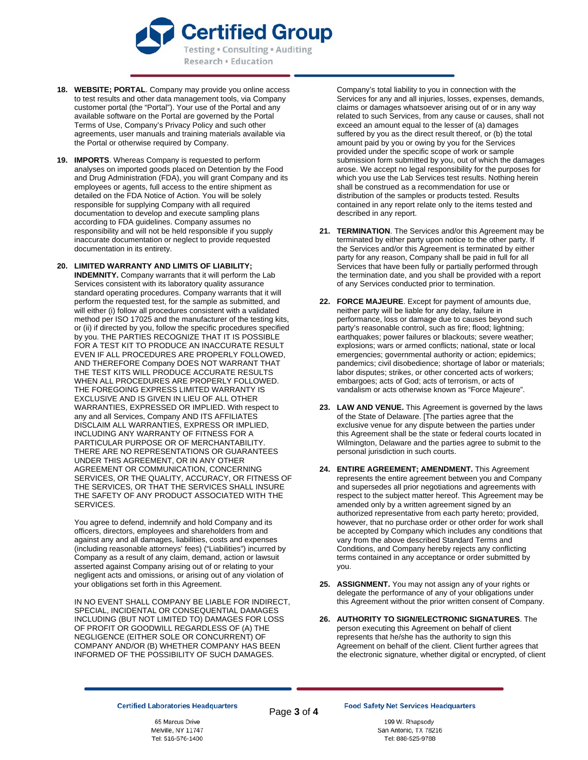18. **WEBSITE; PORTAL**. Company may provide you online access to test results and other data management tools, via Company customer portal (the "Portal"). Your use of the Portal and any available software on the Portal are governed by the Portal Terms of Use, Company's Privacy Policy and such other agreements, user manuals and training materials available via the Portal or otherwise required by Company.

19. **IMPORTS**. Whereas Company is requested to perform analyses on imported goods placed on Detention by the Food and Drug Administration (FDA), you will grant Company and its employees or agents, full access to the entire shipment as detailed on the FDA Notice of Action. You will be solely responsible for supplying Company with all required documentation to develop and execute sampling plans according to FDA guidelines. Company assumes no responsibility and will not be held responsible if you supply inaccurate documentation or neglect to provide requested documentation in its entirety.

20. **LIMITED WARRANTY AND LIMITS OF LIABILITY; INDEMNITY.** Company warrants that it will perform the Lab Services consistent with its laboratory quality assurance standard operating procedures. Company warrants that it will perform the requested test, for the sample as submitted, and will either (i) follow all procedures consistent with a validated method per ISO 17025 and the manufacturer of the testing kits, or (ii) if directed by you, follow the specific procedures specified by you. THE PARTIES RECOGNIZE THAT IT IS POSSIBLE FOR A TEST KIT TO PRODUCE AN INACCURATE RESULT EVEN IF ALL PROCEDURES ARE PROPERLY FOLLOWED, AND THEREFORE Company DOES NOT WARRANT THAT THE TEST KITS WILL PRODUCE ACCURATE RESULTS WHEN ALL PROCEDURES ARE PROPERLY FOLLOWED. THE FOREGOING EXPRESS LIMITED WARRANTY IS EXCLUSIVE AND IS GIVEN IN LIEU OF ALL OTHER WARRANTIES, EXPRESSED OR IMPLIED. With respect to any and all Services, Company AND ITS AFFILIATES DISCLAIM ALL WARRANTIES, EXPRESS OR IMPLIED, INCLUDING ANY WARRANTY OF FITNESS FOR A PARTICULAR PURPOSE OR OF MERCHANTABILITY. THERE ARE NO REPRESENTATIONS OR GUARANTEES UNDER THIS AGREEMENT, OR IN ANY OTHER AGREEMENT OR COMMUNICATION, CONCERNING SERVICES, OR THE QUALITY, ACCURACY, OR FITNESS OF THE SERVICES, OR THAT THE SERVICES SHALL INSURE THE SAFETY OF ANY PRODUCT ASSOCIATED WITH THE SERVICES.

    You agree to defend, indemnify and hold Company and its officers, directors, employees and shareholders from and against any and all damages, liabilities, costs and expenses (including reasonable attorneys' fees) ("Liabilities") incurred by Company as a result of any claim, demand, action or lawsuit asserted against Company arising out of or relating to your negligent acts and omissions, or arising out of any violation of your obligations set forth in this Agreement.

    IN NO EVENT SHALL COMPANY BE LIABLE FOR INDIRECT, SPECIAL, INCIDENTAL OR CONSEQUENTIAL DAMAGES INCLUDING (BUT NOT LIMITED TO) DAMAGES FOR LOSS OF PROFIT OR GOODWILL REGARDLESS OF (A) THE NEGLIGENCE (EITHER SOLE OR CONCURRENT) OF COMPANY AND/OR (B) WHETHER COMPANY HAS BEEN INFORMED OF THE POSSIBILITY OF SUCH DAMAGES.

    Company's total liability to you in connection with the Services for any and all injuries, losses, expenses, demands, claims or damages whatsoever arising out of or in any way related to such Services, from any cause or causes, shall not exceed an amount equal to the lesser of (a) damages suffered by you as the direct result thereof, or (b) the total amount paid by you or owing by you for the Services provided under the specific scope of work or sample submission form submitted by you, out of which the damages arose. We accept no legal responsibility for the purposes for which you use the Lab Services test results. Nothing herein shall be construed as a recommendation for use or distribution of the samples or products tested. Results contained in any report relate only to the items tested and described in any report.

21. **TERMINATION**. The Services and/or this Agreement may be terminated by either party upon notice to the other party. If the Services and/or this Agreement is terminated by either party for any reason, Company shall be paid in full for all Services that have been fully or partially performed through the termination date, and you shall be provided with a report of any Services conducted prior to termination.

22. **FORCE MAJEURE**. Except for payment of amounts due, neither party will be liable for any delay, failure in performance, loss or damage due to causes beyond such party's reasonable control, such as fire; flood; lightning; earthquakes; power failures or blackouts; severe weather; explosions; wars or armed conflicts; national, state or local emergencies; governmental authority or action; epidemics; pandemics; civil disobedience; shortage of labor or materials; labor disputes; strikes, or other concerted acts of workers; embargoes; acts of God; acts of terrorism, or acts of vandalism or acts otherwise known as "Force Majeure".

23. **LAW AND VENUE.** This Agreement is governed by the laws of the State of Delaware. [The parties agree that the exclusive venue for any dispute between the parties under this Agreement shall be the state or federal courts located in Wilmington, Delaware and the parties agree to submit to the personal jurisdiction in such courts.

24. **ENTIRE AGREEMENT; AMENDMENT.** This Agreement represents the entire agreement between you and Company and supersedes all prior negotiations and agreements with respect to the subject matter hereof. This Agreement may be amended only by a written agreement signed by an authorized representative from each party hereto; provided, however, that no purchase order or other order for work shall be accepted by Company which includes any conditions that vary from the above described Standard Terms and Conditions, and Company hereby rejects any conflicting terms contained in any acceptance or order submitted by you.

25. **ASSIGNMENT.** You may not assign any of your rights or delegate the performance of any of your obligations under this Agreement without the prior written consent of Company.

26. **AUTHORITY TO SIGN/ELECTRONIC SIGNATURES**. The person executing this Agreement on behalf of client represents that he/she has the authority to sign this Agreement on behalf of the client. Client further agrees that the electronic signature, whether digital or encrypted, of client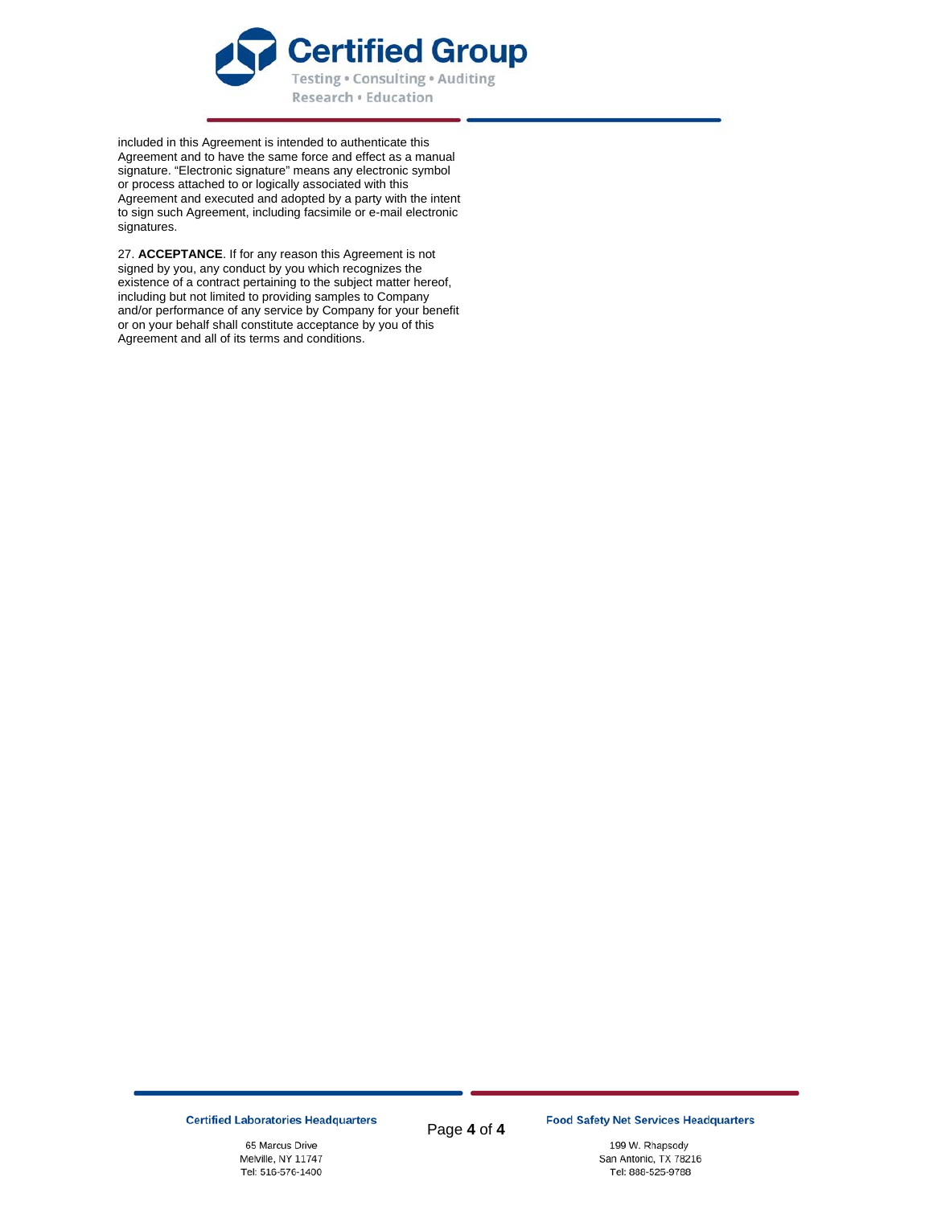included in this Agreement is intended to authenticate this Agreement and to have the same force and effect as a manual signature. “Electronic signature” means any electronic symbol or process attached to or logically associated with this Agreement and executed and adopted by a party with the intent to sign such Agreement, including facsimile or e-mail electronic signatures.

27. **ACCEPTANCE**. If for any reason this Agreement is not signed by you, any conduct by you which recognizes the existence of a contract pertaining to the subject matter hereof, including but not limited to providing samples to Company and/or performance of any service by Company for your benefit or on your behalf shall constitute acceptance by you of this Agreement and all of its terms and conditions.